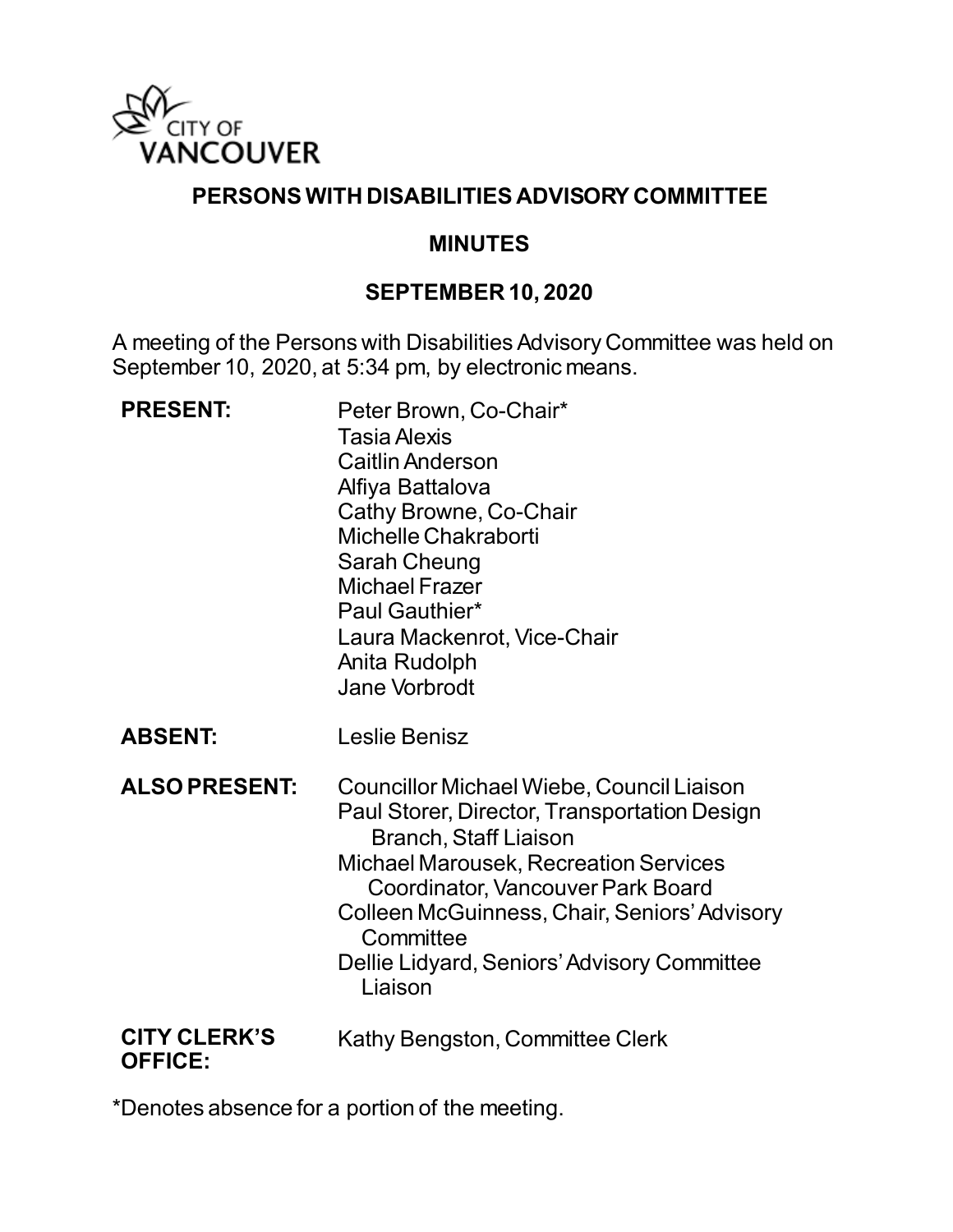CITY OF VANCOUVER

# PERSONS WITH DISABILITIES ADVISORY COMMITTEE

## MINUTES

## SEPTEMBER 10, 2020

A meeting of the Persons with Disabilities Advisory Committee was held on September 10, 2020, at 5:34 pm, by electronic means.

**PRESENT:**

Peter Brown, Co-Chair*
Tasia Alexis
Caitlin Anderson
Alfiya Battalova
Cathy Browne, Co-Chair
Michelle Chakraborti
Sarah Cheung
Michael Frazer
Paul Gauthier*
Laura Mackenrot, Vice-Chair
Anita Rudolph
Jane Vorbrodt

**ABSENT:**

Leslie Benisz

**ALSO PRESENT:**

Councillor Michael Wiebe, Council Liaison
Paul Storer, Director, Transportation Design Branch, Staff Liaison
Michael Marousek, Recreation Services Coordinator, Vancouver Park Board
Colleen McGuinness, Chair, Seniors' Advisory Committee
Dellie Lidyard, Seniors' Advisory Committee Liaison

**CITY CLERK'S OFFICE:**

Kathy Bengston, Committee Clerk

*Denotes absence for a portion of the meeting.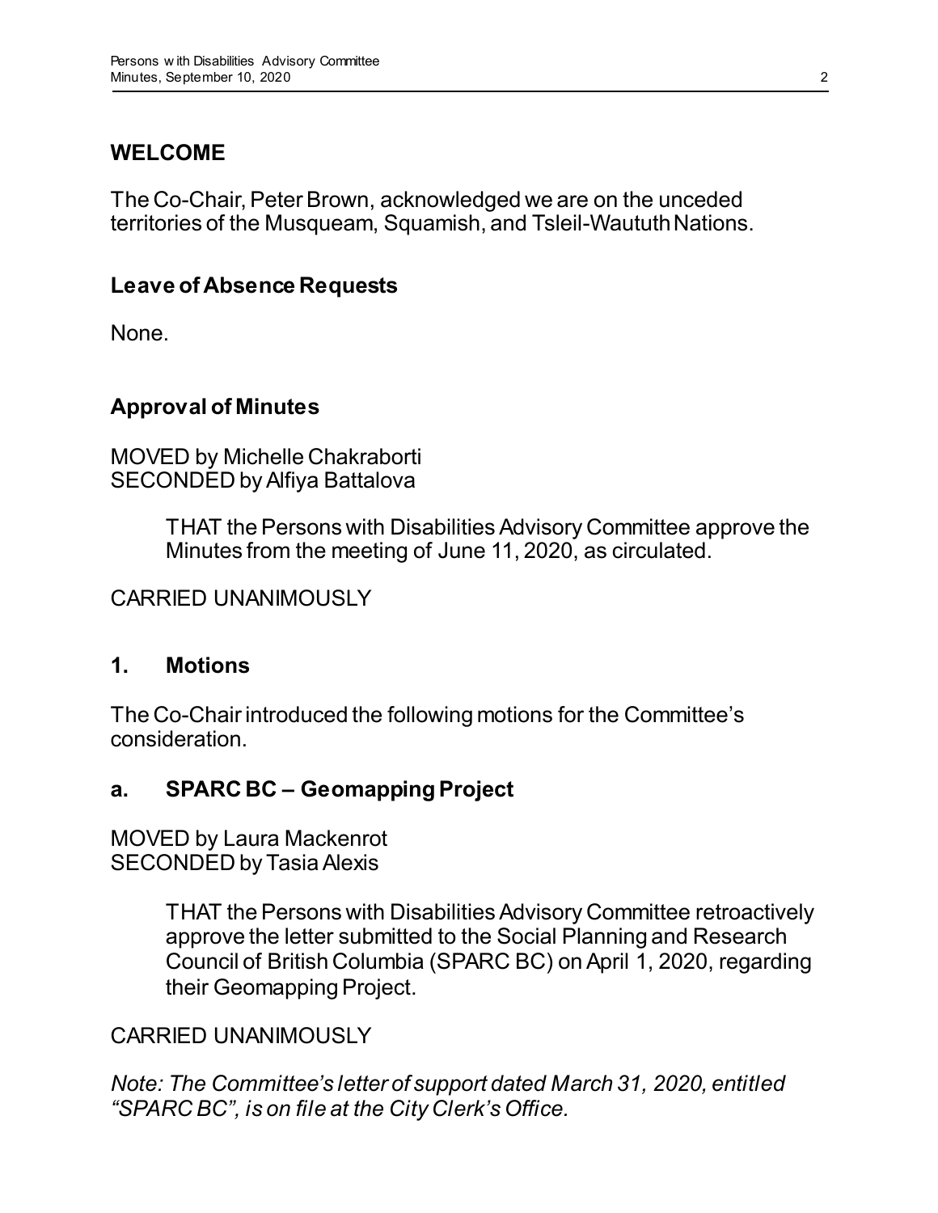## WELCOME

The Co-Chair, Peter Brown, acknowledged we are on the unceded territories of the Musqueam, Squamish, and Tsleil-Waututh Nations.

### Leave of Absence Requests

None.

### Approval of Minutes

MOVED by Michelle Chakraborti
SECONDED by Alfiya Battalova

> THAT the Persons with Disabilities Advisory Committee approve the Minutes from the meeting of June 11, 2020, as circulated.

CARRIED UNANIMOUSLY

## 1. Motions

The Co-Chair introduced the following motions for the Committee's consideration.

### a. SPARC BC – Geomapping Project

MOVED by Laura Mackenrot
SECONDED by Tasia Alexis

> THAT the Persons with Disabilities Advisory Committee retroactively approve the letter submitted to the Social Planning and Research Council of British Columbia (SPARC BC) on April 1, 2020, regarding their Geomapping Project.

CARRIED UNANIMOUSLY

*Note: The Committee's letter of support dated March 31, 2020, entitled "SPARC BC", is on file at the City Clerk's Office.*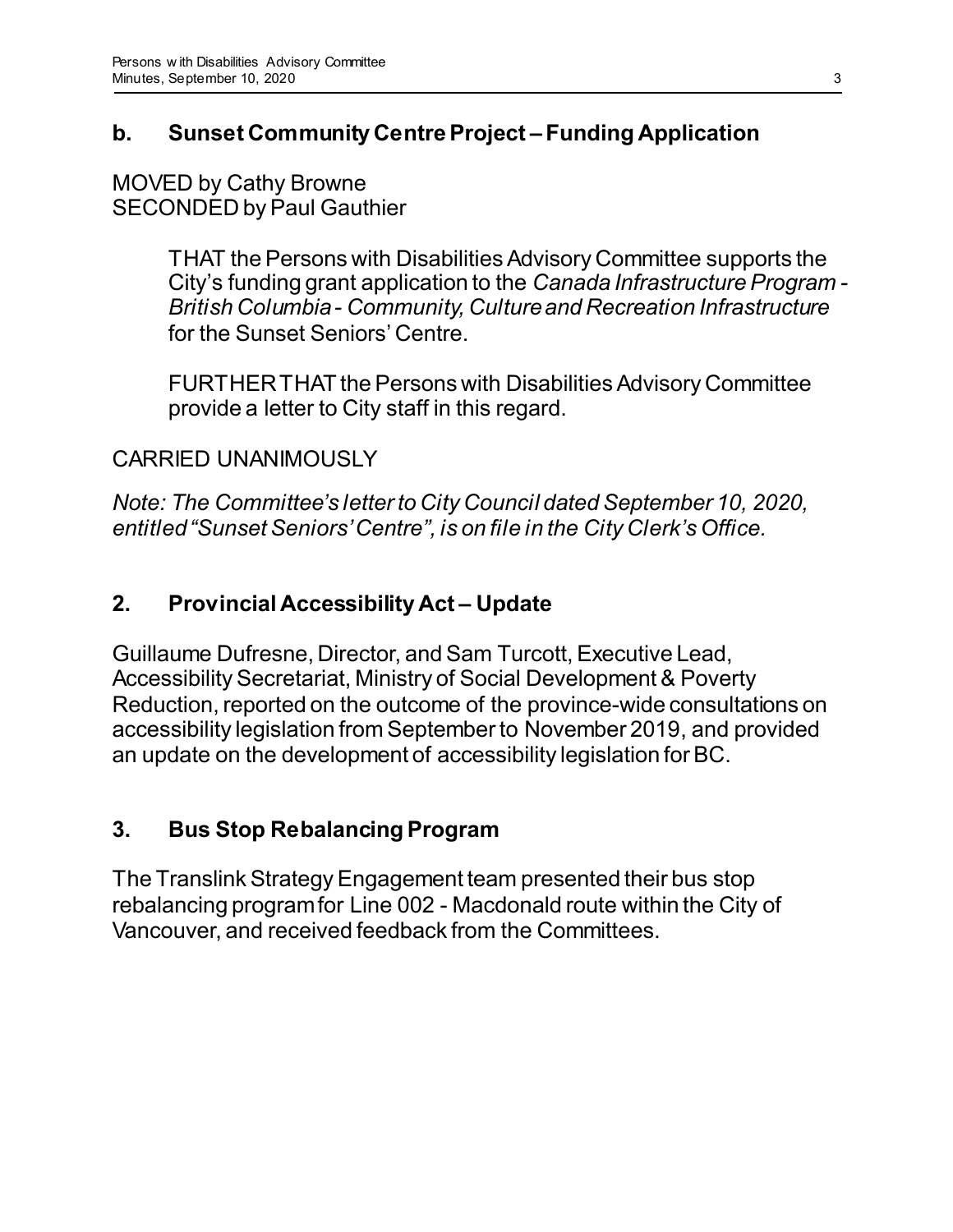## b. Sunset Community Centre Project – Funding Application

MOVED by Cathy Browne
SECONDED by Paul Gauthier

> THAT the Persons with Disabilities Advisory Committee supports the City's funding grant application to the *Canada Infrastructure Program - British Columbia - Community, Culture and Recreation Infrastructure* for the Sunset Seniors' Centre.
>
> FURTHER THAT the Persons with Disabilities Advisory Committee provide a letter to City staff in this regard.

CARRIED UNANIMOUSLY

*Note: The Committee's letter to City Council dated September 10, 2020, entitled "Sunset Seniors' Centre", is on file in the City Clerk's Office.*

## 2. Provincial Accessibility Act – Update

Guillaume Dufresne, Director, and Sam Turcott, Executive Lead, Accessibility Secretariat, Ministry of Social Development & Poverty Reduction, reported on the outcome of the province-wide consultations on accessibility legislation from September to November 2019, and provided an update on the development of accessibility legislation for BC.

## 3. Bus Stop Rebalancing Program

The Translink Strategy Engagement team presented their bus stop rebalancing program for Line 002 - Macdonald route within the City of Vancouver, and received feedback from the Committees.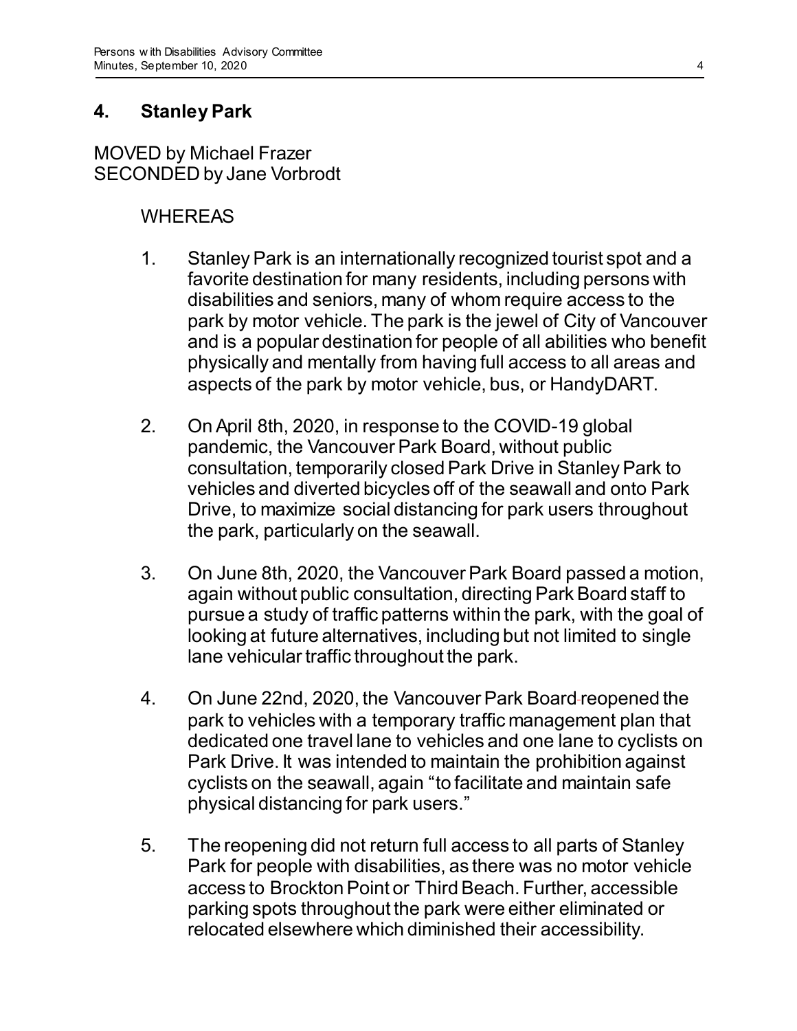## 4. Stanley Park

MOVED by Michael Frazer
SECONDED by Jane Vorbrodt

WHEREAS

1. Stanley Park is an internationally recognized tourist spot and a favorite destination for many residents, including persons with disabilities and seniors, many of whom require access to the park by motor vehicle. The park is the jewel of City of Vancouver and is a popular destination for people of all abilities who benefit physically and mentally from having full access to all areas and aspects of the park by motor vehicle, bus, or HandyDART.

2. On April 8th, 2020, in response to the COVID-19 global pandemic, the Vancouver Park Board, without public consultation, temporarily closed Park Drive in Stanley Park to vehicles and diverted bicycles off of the seawall and onto Park Drive, to maximize social distancing for park users throughout the park, particularly on the seawall.

3. On June 8th, 2020, the Vancouver Park Board passed a motion, again without public consultation, directing Park Board staff to pursue a study of traffic patterns within the park, with the goal of looking at future alternatives, including but not limited to single lane vehicular traffic throughout the park.

4. On June 22nd, 2020, the Vancouver Park Board reopened the park to vehicles with a temporary traffic management plan that dedicated one travel lane to vehicles and one lane to cyclists on Park Drive. It was intended to maintain the prohibition against cyclists on the seawall, again "to facilitate and maintain safe physical distancing for park users."

5. The reopening did not return full access to all parts of Stanley Park for people with disabilities, as there was no motor vehicle access to Brockton Point or Third Beach. Further, accessible parking spots throughout the park were either eliminated or relocated elsewhere which diminished their accessibility.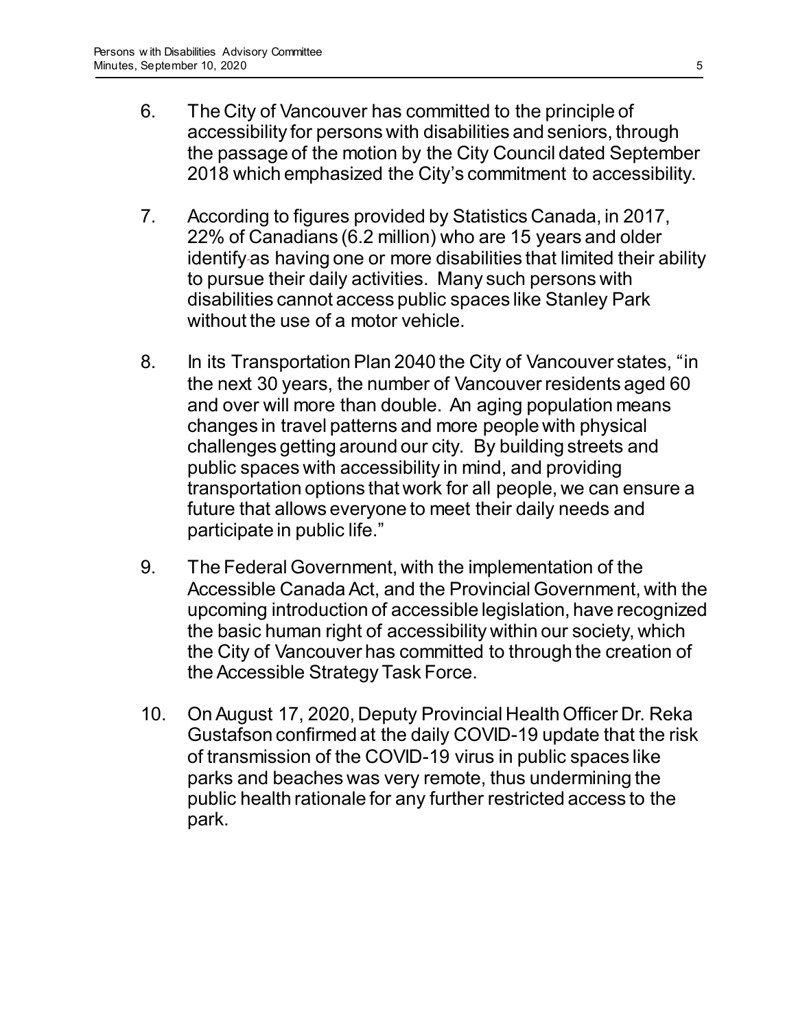6. The City of Vancouver has committed to the principle of accessibility for persons with disabilities and seniors, through the passage of the motion by the City Council dated September 2018 which emphasized the City's commitment to accessibility.

7. According to figures provided by Statistics Canada, in 2017, 22% of Canadians (6.2 million) who are 15 years and older identify as having one or more disabilities that limited their ability to pursue their daily activities. Many such persons with disabilities cannot access public spaces like Stanley Park without the use of a motor vehicle.

8. In its Transportation Plan 2040 the City of Vancouver states, "in the next 30 years, the number of Vancouver residents aged 60 and over will more than double. An aging population means changes in travel patterns and more people with physical challenges getting around our city. By building streets and public spaces with accessibility in mind, and providing transportation options that work for all people, we can ensure a future that allows everyone to meet their daily needs and participate in public life."

9. The Federal Government, with the implementation of the Accessible Canada Act, and the Provincial Government, with the upcoming introduction of accessible legislation, have recognized the basic human right of accessibility within our society, which the City of Vancouver has committed to through the creation of the Accessible Strategy Task Force.

10. On August 17, 2020, Deputy Provincial Health Officer Dr. Reka Gustafson confirmed at the daily COVID-19 update that the risk of transmission of the COVID-19 virus in public spaces like parks and beaches was very remote, thus undermining the public health rationale for any further restricted access to the park.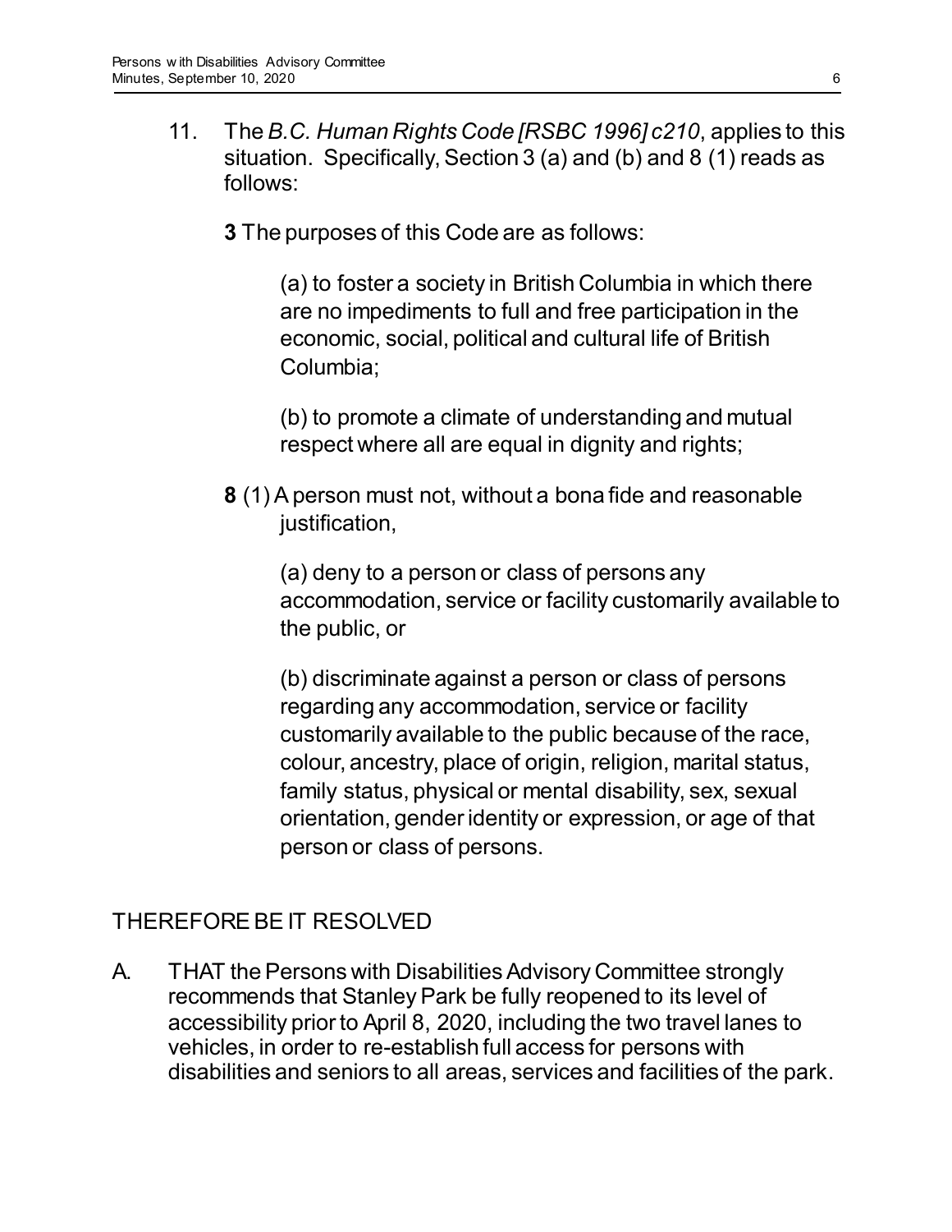11. The *B.C. Human Rights Code [RSBC 1996] c210*, applies to this situation. Specifically, Section 3 (a) and (b) and 8 (1) reads as follows:

    **3** The purposes of this Code are as follows:

    > (a) to foster a society in British Columbia in which there are no impediments to full and free participation in the economic, social, political and cultural life of British Columbia;
    >
    > (b) to promote a climate of understanding and mutual respect where all are equal in dignity and rights;

    **8** (1) A person must not, without a bona fide and reasonable justification,

    > (a) deny to a person or class of persons any accommodation, service or facility customarily available to the public, or
    >
    > (b) discriminate against a person or class of persons regarding any accommodation, service or facility customarily available to the public because of the race, colour, ancestry, place of origin, religion, marital status, family status, physical or mental disability, sex, sexual orientation, gender identity or expression, or age of that person or class of persons.

THEREFORE BE IT RESOLVED

A. THAT the Persons with Disabilities Advisory Committee strongly recommends that Stanley Park be fully reopened to its level of accessibility prior to April 8, 2020, including the two travel lanes to vehicles, in order to re-establish full access for persons with disabilities and seniors to all areas, services and facilities of the park.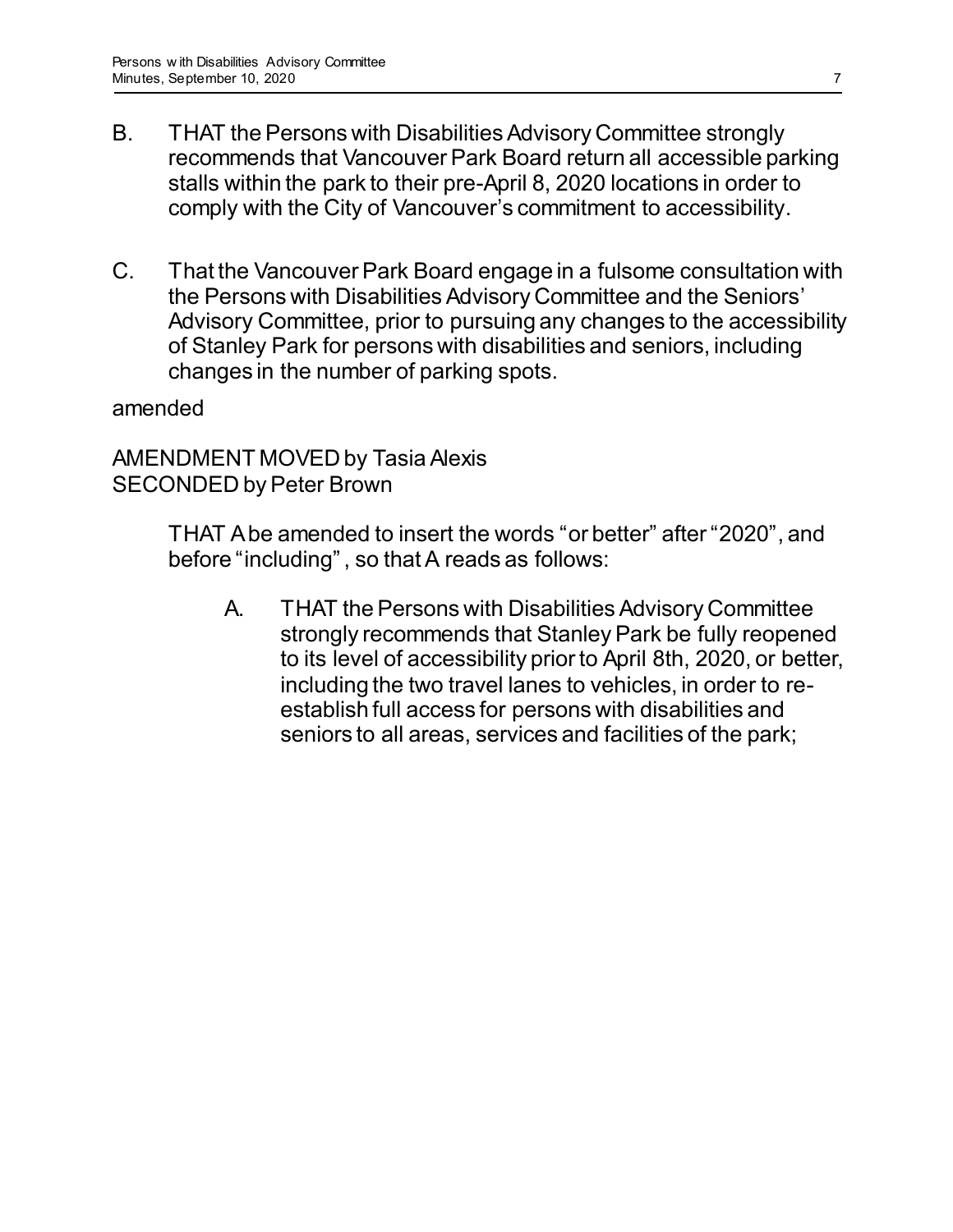B. THAT the Persons with Disabilities Advisory Committee strongly recommends that Vancouver Park Board return all accessible parking stalls within the park to their pre-April 8, 2020 locations in order to comply with the City of Vancouver's commitment to accessibility.

C. That the Vancouver Park Board engage in a fulsome consultation with the Persons with Disabilities Advisory Committee and the Seniors' Advisory Committee, prior to pursuing any changes to the accessibility of Stanley Park for persons with disabilities and seniors, including changes in the number of parking spots.

amended

AMENDMENT MOVED by Tasia Alexis
SECONDED by Peter Brown

> THAT A be amended to insert the words "or better" after "2020", and before "including", so that A reads as follows:
>
> A. THAT the Persons with Disabilities Advisory Committee strongly recommends that Stanley Park be fully reopened to its level of accessibility prior to April 8th, 2020, or better, including the two travel lanes to vehicles, in order to re-establish full access for persons with disabilities and seniors to all areas, services and facilities of the park;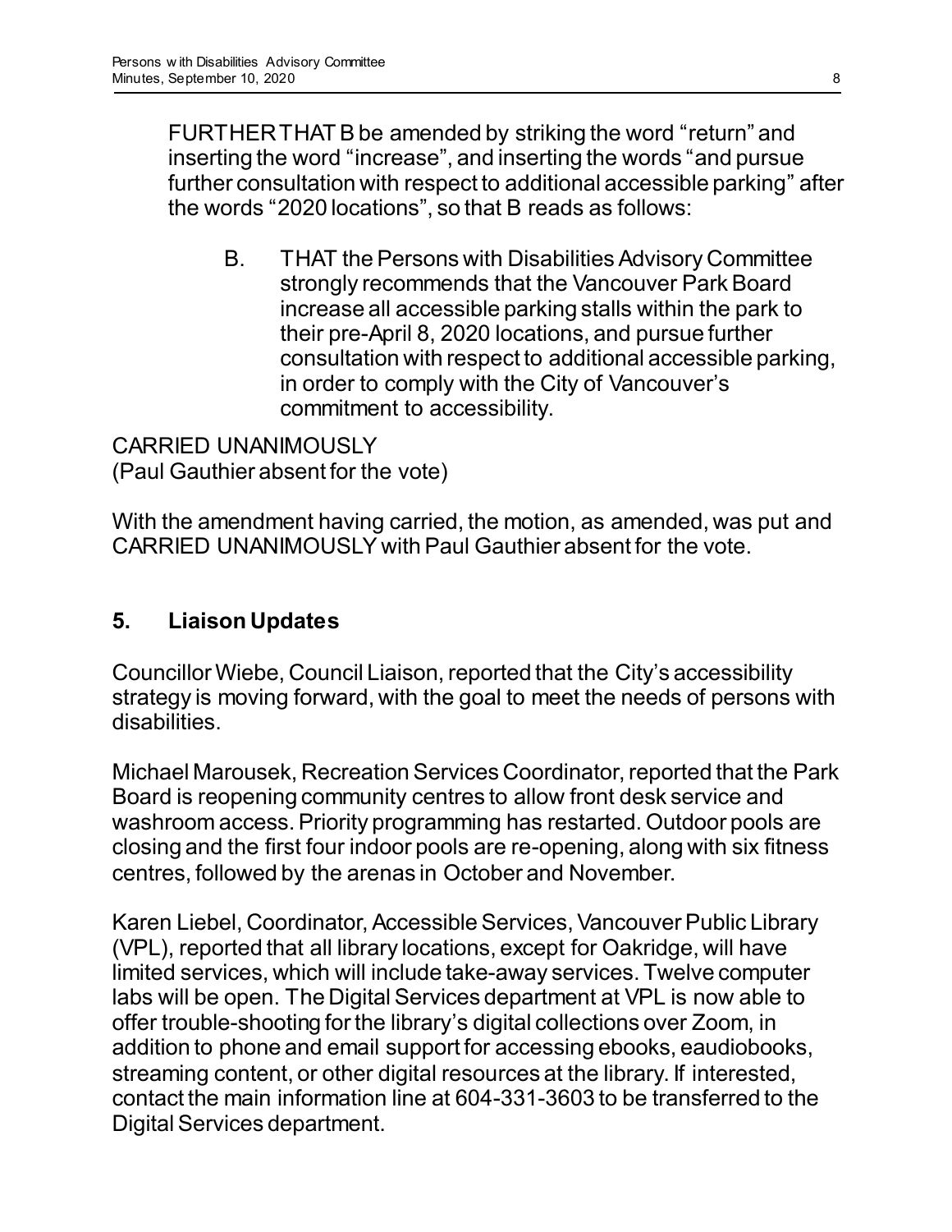FURTHER THAT B be amended by striking the word "return" and inserting the word "increase", and inserting the words "and pursue further consultation with respect to additional accessible parking" after the words "2020 locations", so that B reads as follows:

> B. THAT the Persons with Disabilities Advisory Committee strongly recommends that the Vancouver Park Board increase all accessible parking stalls within the park to their pre-April 8, 2020 locations, and pursue further consultation with respect to additional accessible parking, in order to comply with the City of Vancouver's commitment to accessibility.

CARRIED UNANIMOUSLY
(Paul Gauthier absent for the vote)

With the amendment having carried, the motion, as amended, was put and CARRIED UNANIMOUSLY with Paul Gauthier absent for the vote.

## 5. Liaison Updates

Councillor Wiebe, Council Liaison, reported that the City's accessibility strategy is moving forward, with the goal to meet the needs of persons with disabilities.

Michael Marousek, Recreation Services Coordinator, reported that the Park Board is reopening community centres to allow front desk service and washroom access. Priority programming has restarted. Outdoor pools are closing and the first four indoor pools are re-opening, along with six fitness centres, followed by the arenas in October and November.

Karen Liebel, Coordinator, Accessible Services, Vancouver Public Library (VPL), reported that all library locations, except for Oakridge, will have limited services, which will include take-away services. Twelve computer labs will be open. The Digital Services department at VPL is now able to offer trouble-shooting for the library's digital collections over Zoom, in addition to phone and email support for accessing ebooks, eaudiobooks, streaming content, or other digital resources at the library. If interested, contact the main information line at 604-331-3603 to be transferred to the Digital Services department.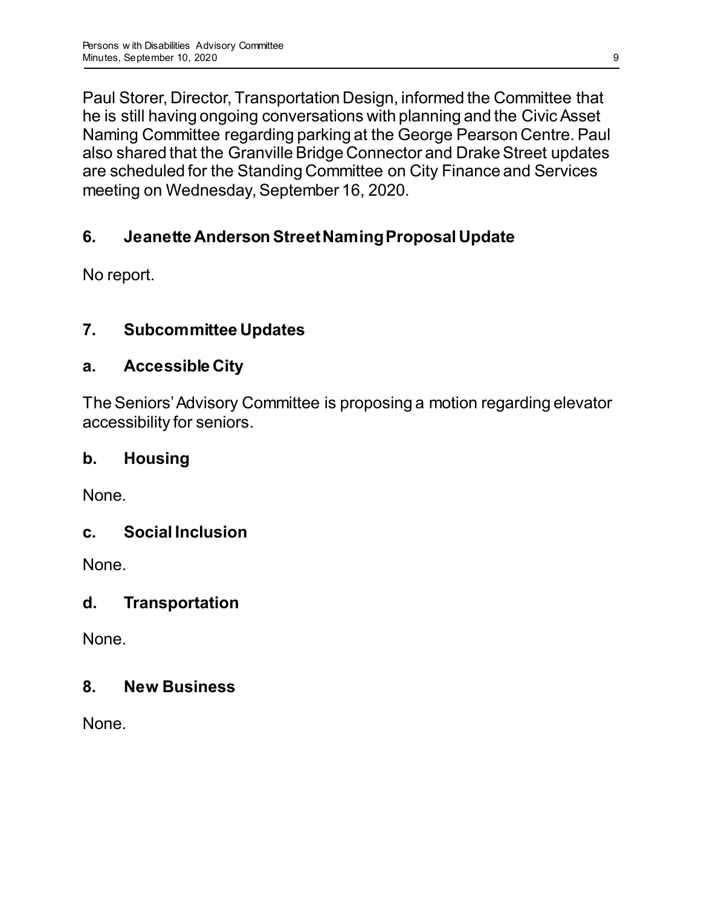Paul Storer, Director, Transportation Design, informed the Committee that he is still having ongoing conversations with planning and the Civic Asset Naming Committee regarding parking at the George Pearson Centre. Paul also shared that the Granville Bridge Connector and Drake Street updates are scheduled for the Standing Committee on City Finance and Services meeting on Wednesday, September 16, 2020.

## 6. Jeanette Anderson Street Naming Proposal Update

No report.

## 7. Subcommittee Updates

### a. Accessible City

The Seniors' Advisory Committee is proposing a motion regarding elevator accessibility for seniors.

### b. Housing

None.

### c. Social Inclusion

None.

### d. Transportation

None.

## 8. New Business

None.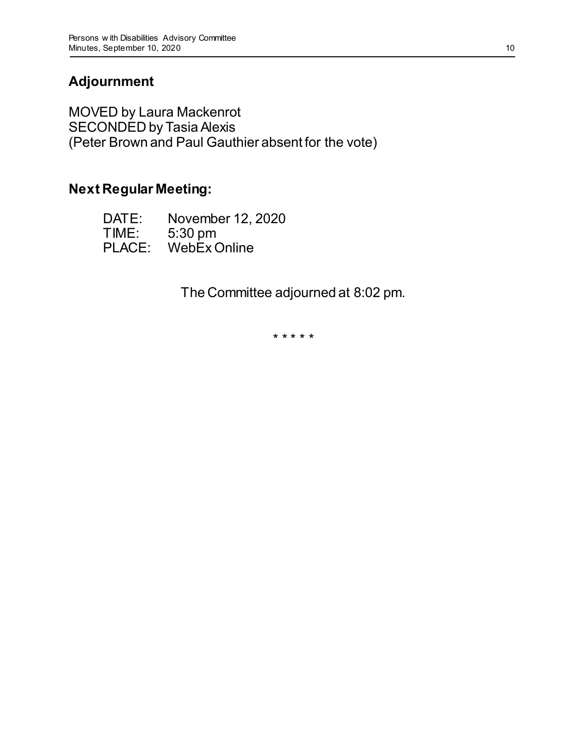## Adjournment

MOVED by Laura Mackenrot
SECONDED by Tasia Alexis
(Peter Brown and Paul Gauthier absent for the vote)

## Next Regular Meeting:

DATE: November 12, 2020
TIME: 5:30 pm
PLACE: WebEx Online

The Committee adjourned at 8:02 pm.

\* \* \* \* \*